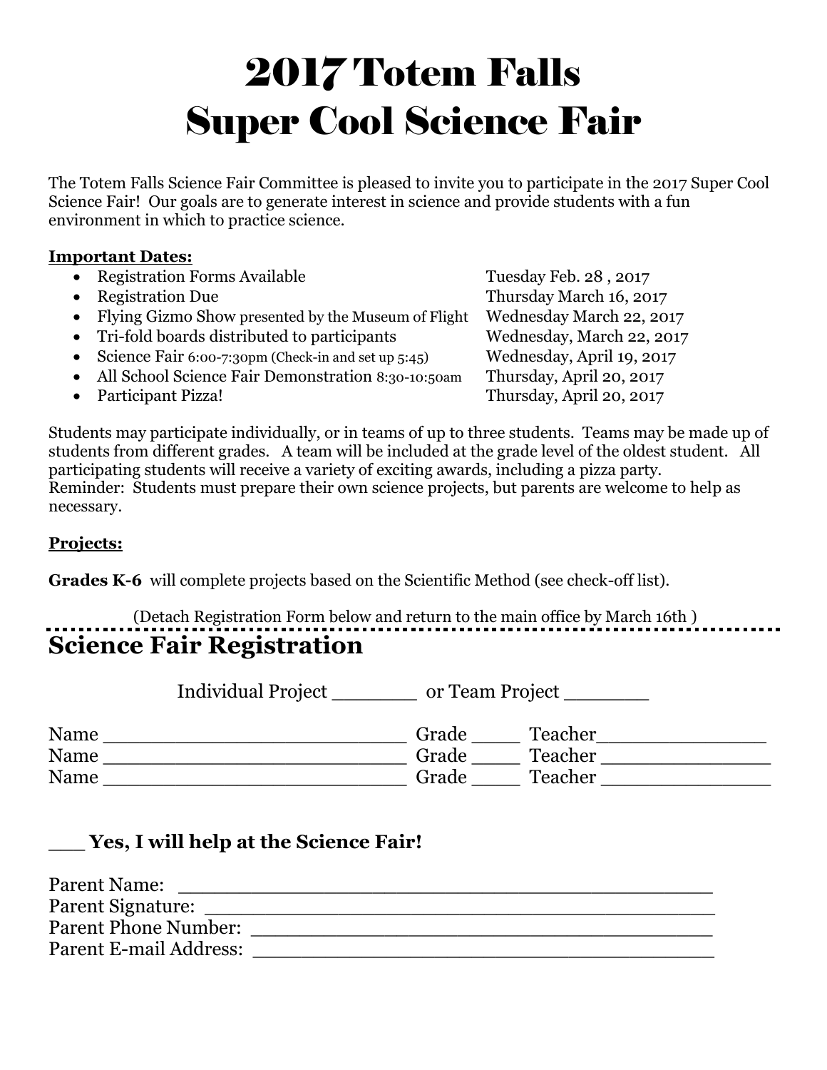# 2017 Totem Falls Super Cool Science Fair

The Totem Falls Science Fair Committee is pleased to invite you to participate in the 2017 Super Cool Science Fair! Our goals are to generate interest in science and provide students with a fun environment in which to practice science.

**Important Dates:**

| Event | Date |
|---|---|
| Registration Forms Available | Tuesday Feb. 28 , 2017 |
| Registration Due | Thursday March 16, 2017 |
| Flying Gizmo Show presented by the Museum of Flight | Wednesday March 22, 2017 |
| Tri-fold boards distributed to participants | Wednesday, March 22, 2017 |
| Science Fair 6:00-7:30pm (Check-in and set up 5:45) | Wednesday, April 19, 2017 |
| All School Science Fair Demonstration 8:30-10:50am | Thursday, April 20, 2017 |
| Participant Pizza! | Thursday, April 20, 2017 |

Students may participate individually, or in teams of up to three students. Teams may be made up of students from different grades. A team will be included at the grade level of the oldest student. All participating students will receive a variety of exciting awards, including a pizza party.
Reminder: Students must prepare their own science projects, but parents are welcome to help as necessary.

**Projects:**

**Grades K-6** will complete projects based on the Scientific Method (see check-off list).

(Detach Registration Form below and return to the main office by March 16th )

## Science Fair Registration

Individual Project _______ or Team Project _______

Name ___________________________ Grade ____ Teacher_______________
Name ___________________________ Grade ____ Teacher _______________
Name ___________________________ Grade ____ Teacher _______________

**___ Yes, I will help at the Science Fair!**

Parent Name: _______________________________________________
Parent Signature: _____________________________________________
Parent Phone Number: _________________________________________
Parent E-mail Address: _________________________________________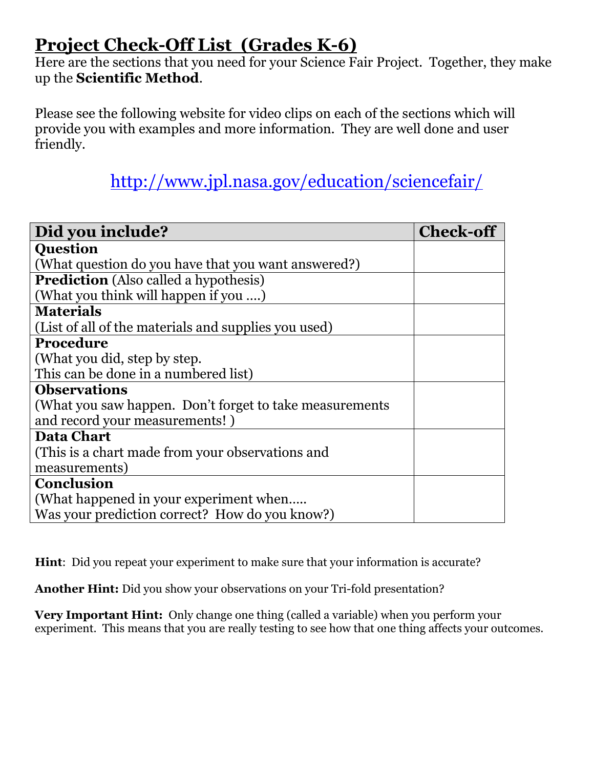# Project Check-Off List (Grades K-6)

Here are the sections that you need for your Science Fair Project. Together, they make up the **Scientific Method**.

Please see the following website for video clips on each of the sections which will provide you with examples and more information. They are well done and user friendly.

http://www.jpl.nasa.gov/education/sciencefair/

| Did you include? | Check-off |
|---|---|
| **Question**<br>(What question do you have that you want answered?) | |
| **Prediction** (Also called a hypothesis)<br>(What you think will happen if you ….) | |
| **Materials**<br>(List of all of the materials and supplies you used) | |
| **Procedure**<br>(What you did, step by step.<br>This can be done in a numbered list) | |
| **Observations**<br>(What you saw happen. Don't forget to take measurements and record your measurements! ) | |
| **Data Chart**<br>(This is a chart made from your observations and measurements) | |
| **Conclusion**<br>(What happened in your experiment when…..<br>Was your prediction correct? How do you know?) | |

**Hint**: Did you repeat your experiment to make sure that your information is accurate?

**Another Hint:** Did you show your observations on your Tri-fold presentation?

**Very Important Hint:** Only change one thing (called a variable) when you perform your experiment. This means that you are really testing to see how that one thing affects your outcomes.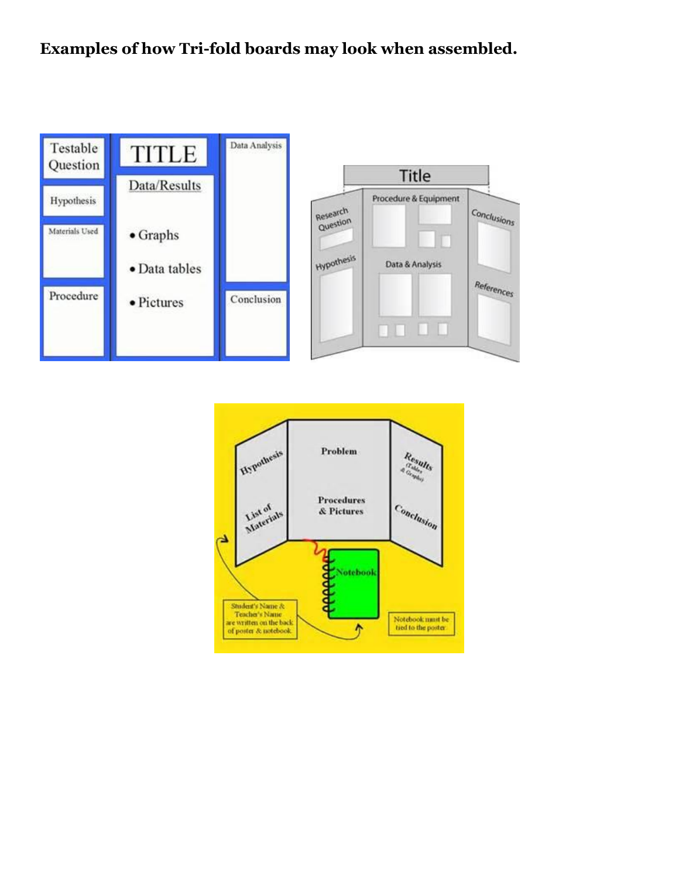**Examples of how Tri-fold boards may look when assembled.**

Testable Question

Hypothesis

Materials Used

Procedure

TITLE

Data/Results

- Graphs
- Data tables
- Pictures

Data Analysis

Conclusion

Title

Research Question

Hypothesis

Procedure & Equipment

Data & Analysis

Conclusions

References

Hypothesis

List of Materials

Problem

Procedures & Pictures

Results (Tables & Graphs)

Conclusion

Notebook

Student's Name & Teacher's Name are written on the back of poster & notebook.

Notebook must be tied to the poster.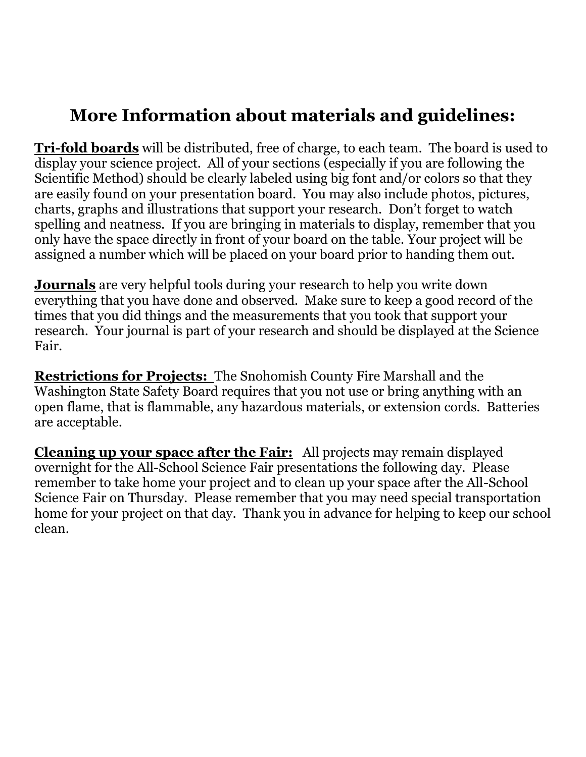# More Information about materials and guidelines:

**Tri-fold boards** will be distributed, free of charge, to each team. The board is used to display your science project. All of your sections (especially if you are following the Scientific Method) should be clearly labeled using big font and/or colors so that they are easily found on your presentation board. You may also include photos, pictures, charts, graphs and illustrations that support your research. Don't forget to watch spelling and neatness. If you are bringing in materials to display, remember that you only have the space directly in front of your board on the table. Your project will be assigned a number which will be placed on your board prior to handing them out.

**Journals** are very helpful tools during your research to help you write down everything that you have done and observed. Make sure to keep a good record of the times that you did things and the measurements that you took that support your research. Your journal is part of your research and should be displayed at the Science Fair.

**Restrictions for Projects:** The Snohomish County Fire Marshall and the Washington State Safety Board requires that you not use or bring anything with an open flame, that is flammable, any hazardous materials, or extension cords. Batteries are acceptable.

**Cleaning up your space after the Fair:** All projects may remain displayed overnight for the All-School Science Fair presentations the following day. Please remember to take home your project and to clean up your space after the All-School Science Fair on Thursday. Please remember that you may need special transportation home for your project on that day. Thank you in advance for helping to keep our school clean.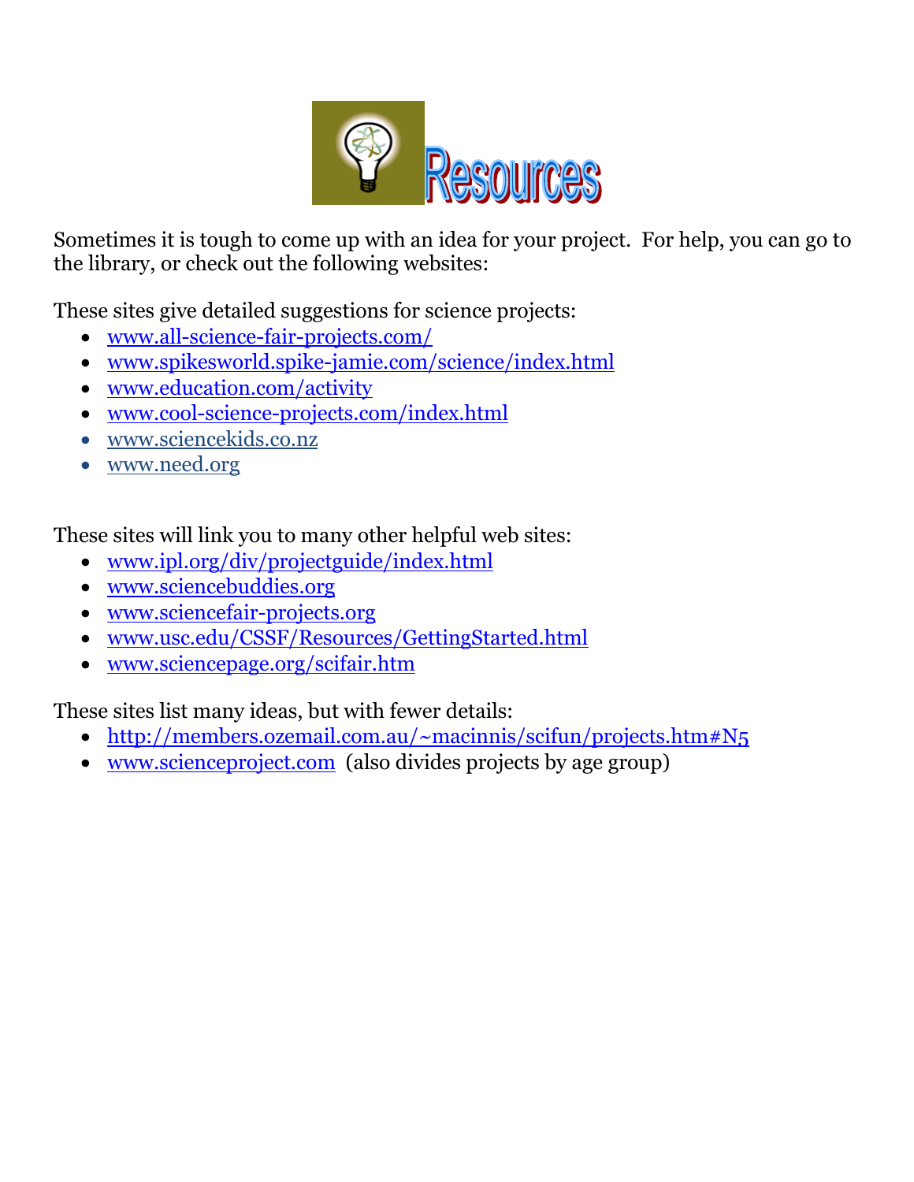# Resources

Sometimes it is tough to come up with an idea for your project. For help, you can go to the library, or check out the following websites:

These sites give detailed suggestions for science projects:

- www.all-science-fair-projects.com/
- www.spikesworld.spike-jamie.com/science/index.html
- www.education.com/activity
- www.cool-science-projects.com/index.html
- www.sciencekids.co.nz
- www.need.org

These sites will link you to many other helpful web sites:

- www.ipl.org/div/projectguide/index.html
- www.sciencebuddies.org
- www.sciencefair-projects.org
- www.usc.edu/CSSF/Resources/GettingStarted.html
- www.sciencepage.org/scifair.htm

These sites list many ideas, but with fewer details:

- http://members.ozemail.com.au/~macinnis/scifun/projects.htm#N5
- www.scienceproject.com (also divides projects by age group)